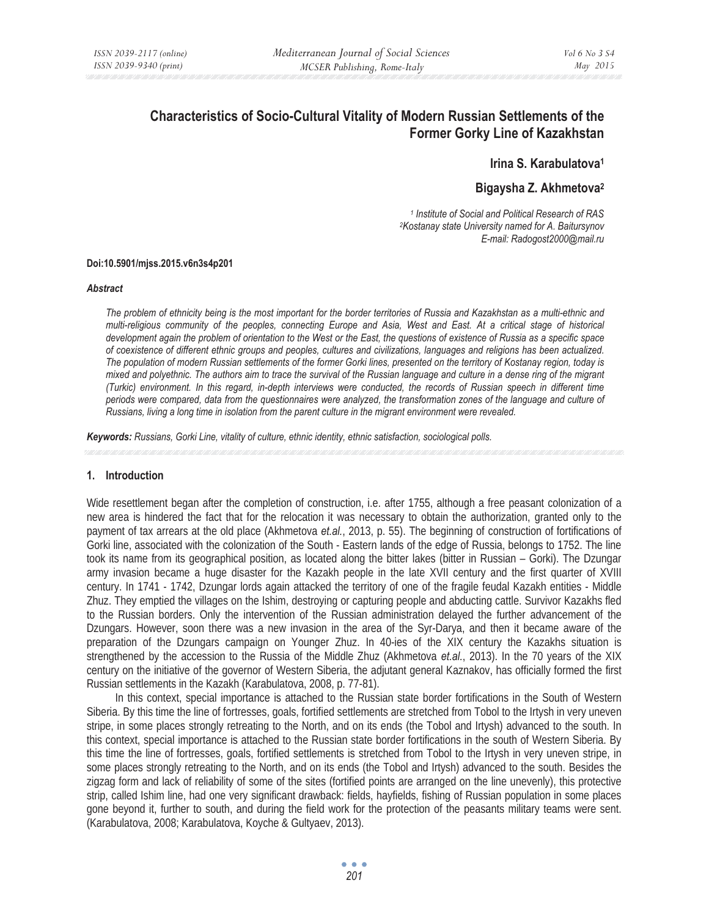# Characteristics of Socio-Cultural Vitality of Modern Russian Settlements of the Former Gorky Line of Kazakhstan

**Irina S. Karabulatova[1]**

**Bigaysha Z. Akhmetova[2]**

*[1] Institute of Social and Political Research of RAS*
*[2]Kostanay state University named for A. Baitursynov*
*E-mail: Radogost2000@mail.ru*

**Doi:10.5901/mjss.2015.v6n3s4p201**

***Abstract***

*The problem of ethnicity being is the most important for the border territories of Russia and Kazakhstan as a multi-ethnic and multi-religious community of the peoples, connecting Europe and Asia, West and East. At a critical stage of historical development again the problem of orientation to the West or the East, the questions of existence of Russia as a specific space of coexistence of different ethnic groups and peoples, cultures and civilizations, languages and religions has been actualized. The population of modern Russian settlements of the former Gorki lines, presented on the territory of Kostanay region, today is mixed and polyethnic. The authors aim to trace the survival of the Russian language and culture in a dense ring of the migrant (Turkic) environment. In this regard, in-depth interviews were conducted, the records of Russian speech in different time periods were compared, data from the questionnaires were analyzed, the transformation zones of the language and culture of Russians, living a long time in isolation from the parent culture in the migrant environment were revealed.*

***Keywords:** Russians, Gorki Line, vitality of culture, ethnic identity, ethnic satisfaction, sociological polls.*

## 1. Introduction

Wide resettlement began after the completion of construction, i.e. after 1755, although a free peasant colonization of a new area is hindered the fact that for the relocation it was necessary to obtain the authorization, granted only to the payment of tax arrears at the old place (Akhmetova *et.al.*, 2013, p. 55). The beginning of construction of fortifications of Gorki line, associated with the colonization of the South - Eastern lands of the edge of Russia, belongs to 1752. The line took its name from its geographical position, as located along the bitter lakes (bitter in Russian – Gorki). The Dzungar army invasion became a huge disaster for the Kazakh people in the late XVII century and the first quarter of XVIII century. In 1741 - 1742, Dzungar lords again attacked the territory of one of the fragile feudal Kazakh entities - Middle Zhuz. They emptied the villages on the Ishim, destroying or capturing people and abducting cattle. Survivor Kazakhs fled to the Russian borders. Only the intervention of the Russian administration delayed the further advancement of the Dzungars. However, soon there was a new invasion in the area of the Syr-Darya, and then it became aware of the preparation of the Dzungars campaign on Younger Zhuz. In 40-ies of the XIX century the Kazakhs situation is strengthened by the accession to the Russia of the Middle Zhuz (Akhmetova *et.al.*, 2013). In the 70 years of the XIX century on the initiative of the governor of Western Siberia, the adjutant general Kaznakov, has officially formed the first Russian settlements in the Kazakh (Karabulatova, 2008, p. 77-81).

In this context, special importance is attached to the Russian state border fortifications in the South of Western Siberia. By this time the line of fortresses, goals, fortified settlements are stretched from Tobol to the Irtysh in very uneven stripe, in some places strongly retreating to the North, and on its ends (the Tobol and Irtysh) advanced to the south. In this context, special importance is attached to the Russian state border fortifications in the south of Western Siberia. By this time the line of fortresses, goals, fortified settlements is stretched from Tobol to the Irtysh in very uneven stripe, in some places strongly retreating to the North, and on its ends (the Tobol and Irtysh) advanced to the south. Besides the zigzag form and lack of reliability of some of the sites (fortified points are arranged on the line unevenly), this protective strip, called Ishim line, had one very significant drawback: fields, hayfields, fishing of Russian population in some places gone beyond it, further to south, and during the field work for the protection of the peasants military teams were sent. (Karabulatova, 2008; Karabulatova, Koyche & Gultyaev, 2013).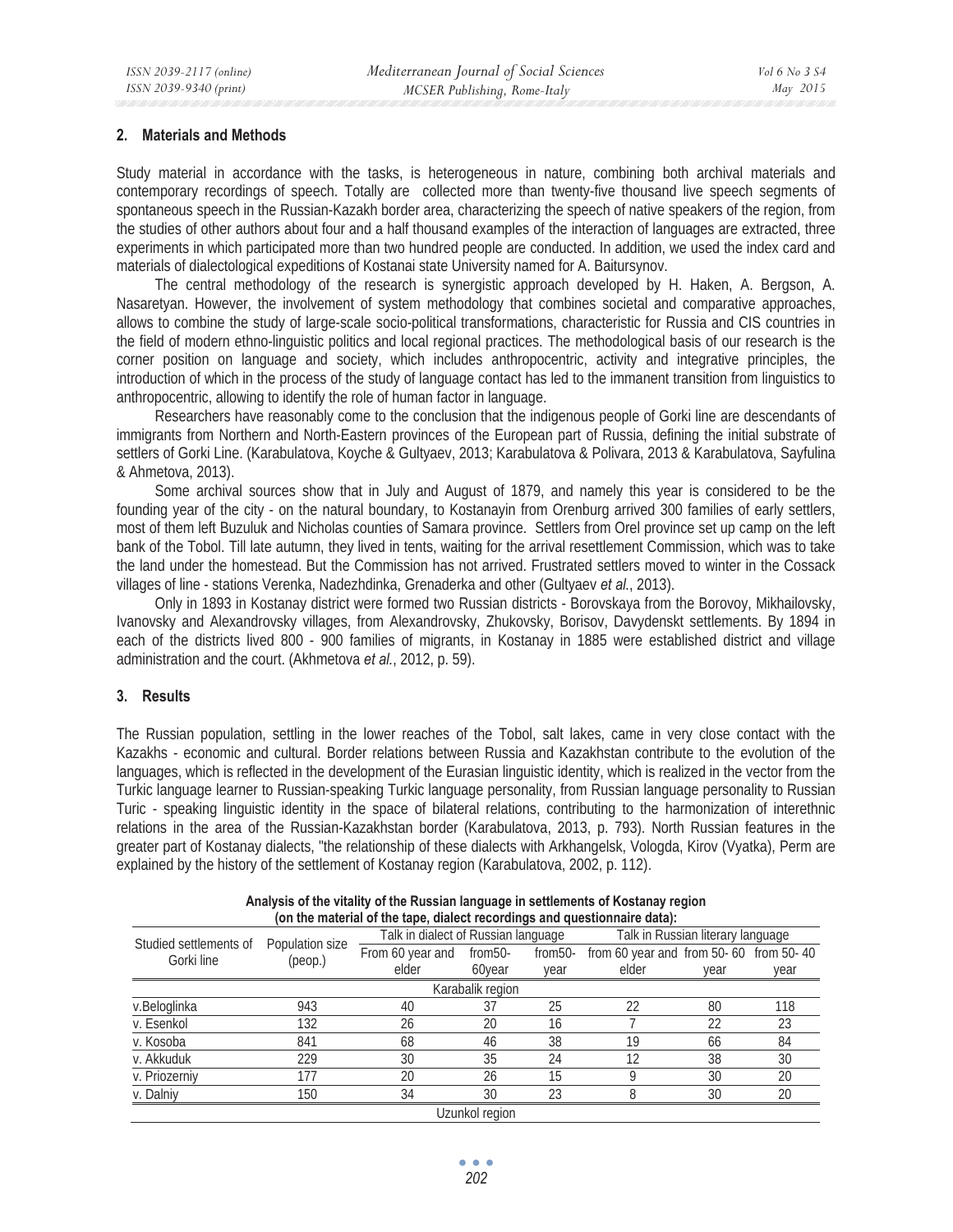## 2. Materials and Methods

Study material in accordance with the tasks, is heterogeneous in nature, combining both archival materials and contemporary recordings of speech. Totally are collected more than twenty-five thousand live speech segments of spontaneous speech in the Russian-Kazakh border area, characterizing the speech of native speakers of the region, from the studies of other authors about four and a half thousand examples of the interaction of languages are extracted, three experiments in which participated more than two hundred people are conducted. In addition, we used the index card and materials of dialectological expeditions of Kostanai state University named for A. Baitursynov.

The central methodology of the research is synergistic approach developed by H. Haken, A. Bergson, A. Nasaretyan. However, the involvement of system methodology that combines societal and comparative approaches, allows to combine the study of large-scale socio-political transformations, characteristic for Russia and CIS countries in the field of modern ethno-linguistic politics and local regional practices. The methodological basis of our research is the corner position on language and society, which includes anthropocentric, activity and integrative principles, the introduction of which in the process of the study of language contact has led to the immanent transition from linguistics to anthropocentric, allowing to identify the role of human factor in language.

Researchers have reasonably come to the conclusion that the indigenous people of Gorki line are descendants of immigrants from Northern and North-Eastern provinces of the European part of Russia, defining the initial substrate of settlers of Gorki Line. (Karabulatova, Koyche & Gultyaev, 2013; Karabulatova & Polivara, 2013 & Karabulatova, Sayfulina & Ahmetova, 2013).

Some archival sources show that in July and August of 1879, and namely this year is considered to be the founding year of the city - on the natural boundary, to Kostanayin from Orenburg arrived 300 families of early settlers, most of them left Buzuluk and Nicholas counties of Samara province. Settlers from Orel province set up camp on the left bank of the Tobol. Till late autumn, they lived in tents, waiting for the arrival resettlement Commission, which was to take the land under the homestead. But the Commission has not arrived. Frustrated settlers moved to winter in the Cossack villages of line - stations Verenka, Nadezhdinka, Grenaderka and other (Gultyaev *et al.*, 2013).

Only in 1893 in Kostanay district were formed two Russian districts - Borovskaya from the Borovoy, Mikhailovsky, Ivanovsky and Alexandrovsky villages, from Alexandrovsky, Zhukovsky, Borisov, Davydenskt settlements. By 1894 in each of the districts lived 800 - 900 families of migrants, in Kostanay in 1885 were established district and village administration and the court. (Akhmetova *et al.*, 2012, p. 59).

## 3. Results

The Russian population, settling in the lower reaches of the Tobol, salt lakes, came in very close contact with the Kazakhs - economic and cultural. Border relations between Russia and Kazakhstan contribute to the evolution of the languages, which is reflected in the development of the Eurasian linguistic identity, which is realized in the vector from the Turkic language learner to Russian-speaking Turkic language personality, from Russian language personality to Russian Turic - speaking linguistic identity in the space of bilateral relations, contributing to the harmonization of interethnic relations in the area of the Russian-Kazakhstan border (Karabulatova, 2013, p. 793). North Russian features in the greater part of Kostanay dialects, "the relationship of these dialects with Arkhangelsk, Vologda, Kirov (Vyatka), Perm are explained by the history of the settlement of Kostanay region (Karabulatova, 2002, p. 112).

**Analysis of the vitality of the Russian language in settlements of Kostanay region (on the material of the tape, dialect recordings and questionnaire data):**

| Studied settlements of Gorki line | Population size (peop.) | Talk in dialect of Russian language | | | Talk in Russian literary language | | |
|---|---|---|---|---|---|---|---|
| | | From 60 year and elder | from50-60year | from50-year | from 60 year and elder | from 50- 60 year | from 50- 40 year |
| Karabalik region | | | | | | | |
| v.Beloglinka | 943 | 40 | 37 | 25 | 22 | 80 | 118 |
| v. Esenkol | 132 | 26 | 20 | 16 | 7 | 22 | 23 |
| v. Kosoba | 841 | 68 | 46 | 38 | 19 | 66 | 84 |
| v. Akkuduk | 229 | 30 | 35 | 24 | 12 | 38 | 30 |
| v. Priozerniy | 177 | 20 | 26 | 15 | 9 | 30 | 20 |
| v. Dalniy | 150 | 34 | 30 | 23 | 8 | 30 | 20 |
| Uzunkol region | | | | | | | |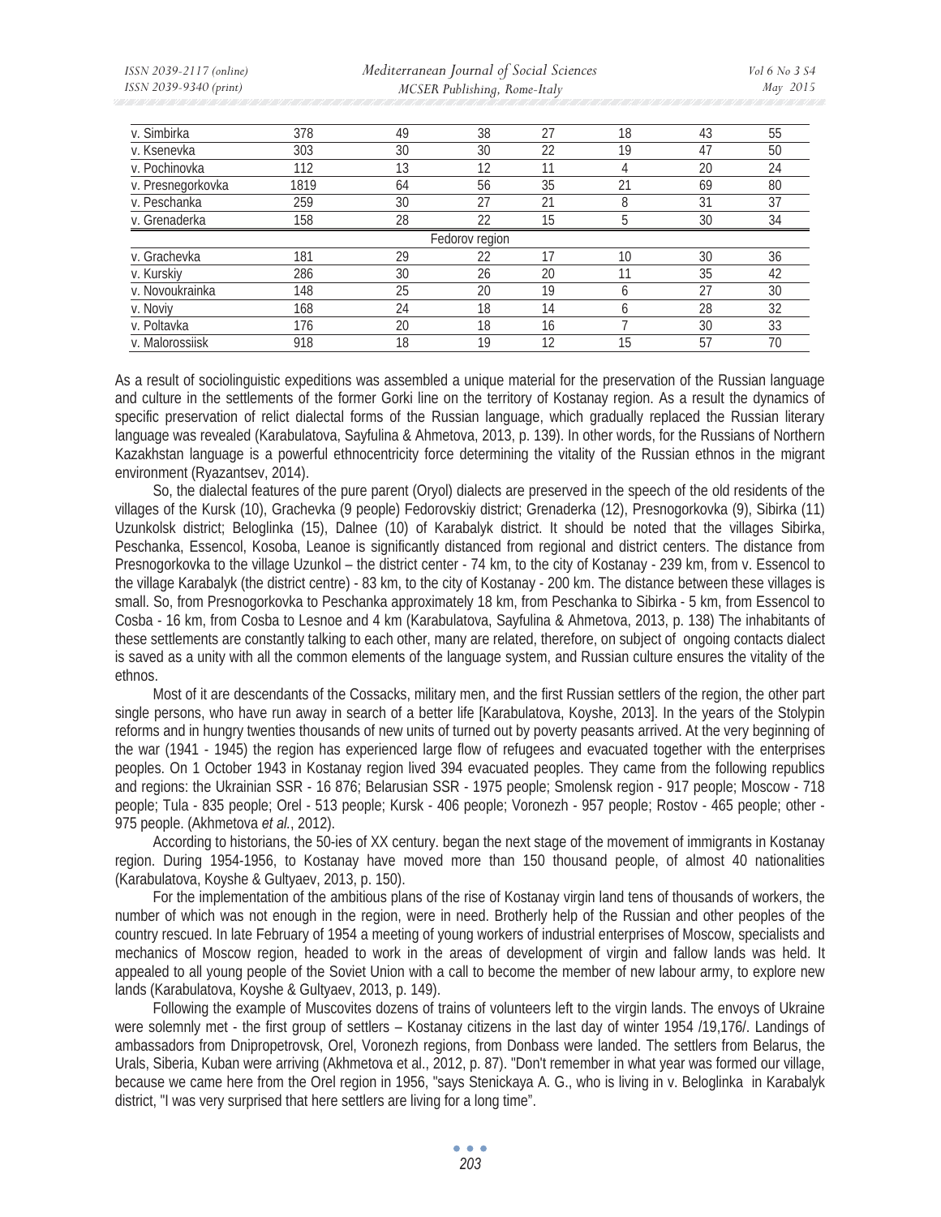| | | | | | | | |
|---|---|---|---|---|---|---|---|
| v. Simbirka | 378 | 49 | 38 | 27 | 18 | 43 | 55 |
| v. Ksenevka | 303 | 30 | 30 | 22 | 19 | 47 | 50 |
| v. Pochinovka | 112 | 13 | 12 | 11 | 4 | 20 | 24 |
| v. Presnegorkovka | 1819 | 64 | 56 | 35 | 21 | 69 | 80 |
| v. Peschanka | 259 | 30 | 27 | 21 | 8 | 31 | 37 |
| v. Grenaderka | 158 | 28 | 22 | 15 | 5 | 30 | 34 |
| | | | Fedorov region | | | | |
| v. Grachevka | 181 | 29 | 22 | 17 | 10 | 30 | 36 |
| v. Kurskiy | 286 | 30 | 26 | 20 | 11 | 35 | 42 |
| v. Novoukrainka | 148 | 25 | 20 | 19 | 6 | 27 | 30 |
| v. Noviy | 168 | 24 | 18 | 14 | 6 | 28 | 32 |
| v. Poltavka | 176 | 20 | 18 | 16 | 7 | 30 | 33 |
| v. Malorossiisk | 918 | 18 | 19 | 12 | 15 | 57 | 70 |

As a result of sociolinguistic expeditions was assembled a unique material for the preservation of the Russian language and culture in the settlements of the former Gorki line on the territory of Kostanay region. As a result the dynamics of specific preservation of relict dialectal forms of the Russian language, which gradually replaced the Russian literary language was revealed (Karabulatova, Sayfulina & Ahmetova, 2013, p. 139). In other words, for the Russians of Northern Kazakhstan language is a powerful ethnocentricity force determining the vitality of the Russian ethnos in the migrant environment (Ryazantsev, 2014).

So, the dialectal features of the pure parent (Oryol) dialects are preserved in the speech of the old residents of the villages of the Kursk (10), Grachevka (9 people) Fedorovskiy district; Grenaderka (12), Presnogorkovka (9), Sibirka (11) Uzunkolsk district; Beloglinka (15), Dalnee (10) of Karabalyk district. It should be noted that the villages Sibirka, Peschanka, Essencol, Kosoba, Leanoe is significantly distanced from regional and district centers. The distance from Presnogorkovka to the village Uzunkol – the district center - 74 km, to the city of Kostanay - 239 km, from v. Essencol to the village Karabalyk (the district centre) - 83 km, to the city of Kostanay - 200 km. The distance between these villages is small. So, from Presnogorkovka to Peschanka approximately 18 km, from Peschanka to Sibirka - 5 km, from Essencol to Cosba - 16 km, from Cosba to Lesnoe and 4 km (Karabulatova, Sayfulina & Ahmetova, 2013, p. 138) The inhabitants of these settlements are constantly talking to each other, many are related, therefore, on subject of ongoing contacts dialect is saved as a unity with all the common elements of the language system, and Russian culture ensures the vitality of the ethnos.

Most of it are descendants of the Cossacks, military men, and the first Russian settlers of the region, the other part single persons, who have run away in search of a better life [Karabulatova, Koyshe, 2013]. In the years of the Stolypin reforms and in hungry twenties thousands of new units of turned out by poverty peasants arrived. At the very beginning of the war (1941 - 1945) the region has experienced large flow of refugees and evacuated together with the enterprises peoples. On 1 October 1943 in Kostanay region lived 394 evacuated peoples. They came from the following republics and regions: the Ukrainian SSR - 16 876; Belarusian SSR - 1975 people; Smolensk region - 917 people; Moscow - 718 people; Tula - 835 people; Orel - 513 people; Kursk - 406 people; Voronezh - 957 people; Rostov - 465 people; other - 975 people. (Akhmetova *et al.*, 2012).

According to historians, the 50-ies of XX century. began the next stage of the movement of immigrants in Kostanay region. During 1954-1956, to Kostanay have moved more than 150 thousand people, of almost 40 nationalities (Karabulatova, Koyshe & Gultyaev, 2013, p. 150).

For the implementation of the ambitious plans of the rise of Kostanay virgin land tens of thousands of workers, the number of which was not enough in the region, were in need. Brotherly help of the Russian and other peoples of the country rescued. In late February of 1954 a meeting of young workers of industrial enterprises of Moscow, specialists and mechanics of Moscow region, headed to work in the areas of development of virgin and fallow lands was held. It appealed to all young people of the Soviet Union with a call to become the member of new labour army, to explore new lands (Karabulatova, Koyshe & Gultyaev, 2013, p. 149).

Following the example of Muscovites dozens of trains of volunteers left to the virgin lands. The envoys of Ukraine were solemnly met - the first group of settlers – Kostanay citizens in the last day of winter 1954 /19,176/. Landings of ambassadors from Dnipropetrovsk, Orel, Voronezh regions, from Donbass were landed. The settlers from Belarus, the Urals, Siberia, Kuban were arriving (Akhmetova et al., 2012, p. 87). "Don't remember in what year was formed our village, because we came here from the Orel region in 1956, "says Stenickaya A. G., who is living in v. Beloglinka in Karabalyk district, "I was very surprised that here settlers are living for a long time".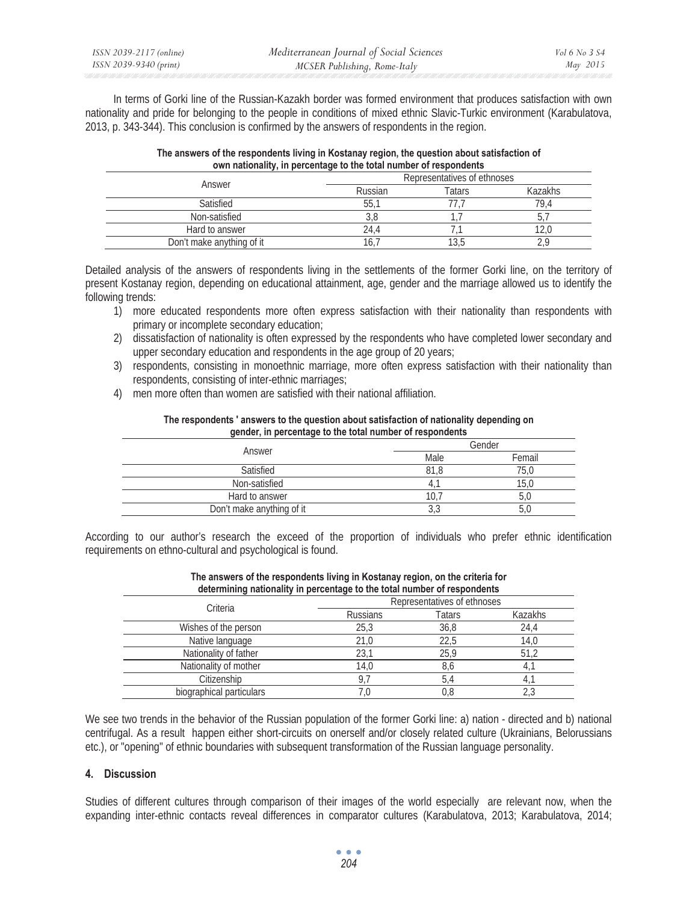In terms of Gorki line of the Russian-Kazakh border was formed environment that produces satisfaction with own nationality and pride for belonging to the people in conditions of mixed ethnic Slavic-Turkic environment (Karabulatova, 2013, p. 343-344). This conclusion is confirmed by the answers of respondents in the region.

**The answers of the respondents living in Kostanay region, the question about satisfaction of own nationality, in percentage to the total number of respondents**

| Answer | Representatives of ethnoses | | |
|---|---|---|---|
| | Russian | Tatars | Kazakhs |
| Satisfied | 55,1 | 77,7 | 79,4 |
| Non-satisfied | 3,8 | 1,7 | 5,7 |
| Hard to answer | 24,4 | 7,1 | 12,0 |
| Don't make anything of it | 16,7 | 13,5 | 2,9 |

Detailed analysis of the answers of respondents living in the settlements of the former Gorki line, on the territory of present Kostanay region, depending on educational attainment, age, gender and the marriage allowed us to identify the following trends:

1) more educated respondents more often express satisfaction with their nationality than respondents with primary or incomplete secondary education;
2) dissatisfaction of nationality is often expressed by the respondents who have completed lower secondary and upper secondary education and respondents in the age group of 20 years;
3) respondents, consisting in monoethnic marriage, more often express satisfaction with their nationality than respondents, consisting of inter-ethnic marriages;
4) men more often than women are satisfied with their national affiliation.

**The respondents ' answers to the question about satisfaction of nationality depending on gender, in percentage to the total number of respondents**

| Answer | Gender | |
|---|---|---|
| | Male | Femail |
| Satisfied | 81,8 | 75,0 |
| Non-satisfied | 4,1 | 15,0 |
| Hard to answer | 10,7 | 5,0 |
| Don't make anything of it | 3,3 | 5,0 |

According to our author's research the exceed of the proportion of individuals who prefer ethnic identification requirements on ethno-cultural and psychological is found.

**The answers of the respondents living in Kostanay region, on the criteria for determining nationality in percentage to the total number of respondents**

| Criteria | Representatives of ethnoses | | |
|---|---|---|---|
| | Russians | Tatars | Kazakhs |
| Wishes of the person | 25,3 | 36,8 | 24,4 |
| Native language | 21,0 | 22,5 | 14,0 |
| Nationality of father | 23,1 | 25,9 | 51,2 |
| Nationality of mother | 14,0 | 8,6 | 4,1 |
| Citizenship | 9,7 | 5,4 | 4,1 |
| biographical particulars | 7,0 | 0,8 | 2,3 |

We see two trends in the behavior of the Russian population of the former Gorki line: a) nation - directed and b) national centrifugal. As a result happen either short-circuits on onerself and/or closely related culture (Ukrainians, Belorussians etc.), or "opening" of ethnic boundaries with subsequent transformation of the Russian language personality.

## 4. Discussion

Studies of different cultures through comparison of their images of the world especially are relevant now, when the expanding inter-ethnic contacts reveal differences in comparator cultures (Karabulatova, 2013; Karabulatova, 2014;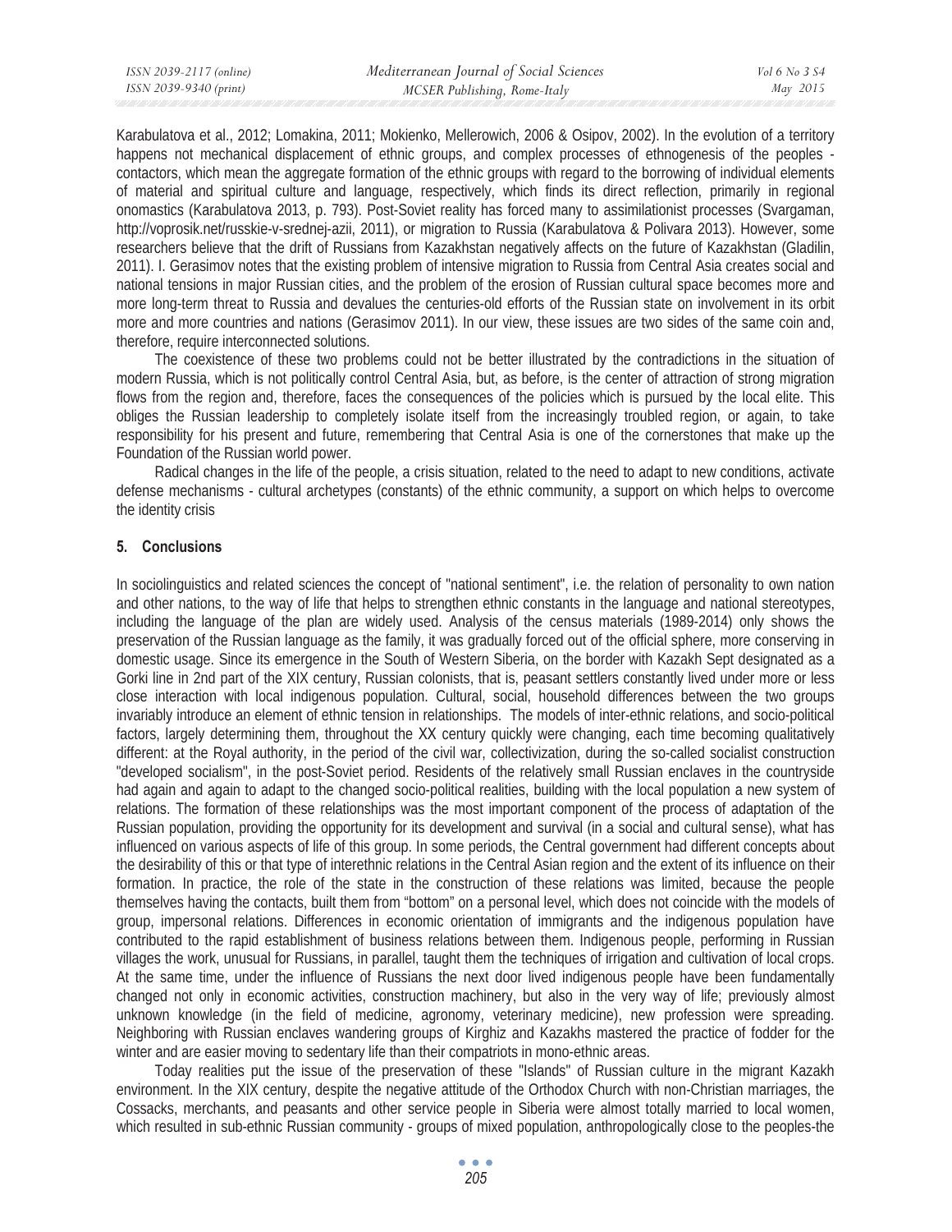Karabulatova et al., 2012; Lomakina, 2011; Mokienko, Mellerowich, 2006 & Osipov, 2002). In the evolution of a territory happens not mechanical displacement of ethnic groups, and complex processes of ethnogenesis of the peoples - contactors, which mean the aggregate formation of the ethnic groups with regard to the borrowing of individual elements of material and spiritual culture and language, respectively, which finds its direct reflection, primarily in regional onomastics (Karabulatova 2013, p. 793). Post-Soviet reality has forced many to assimilationist processes (Svargaman, http://voprosik.net/russkie-v-srednej-azii, 2011), or migration to Russia (Karabulatova & Polivara 2013). However, some researchers believe that the drift of Russians from Kazakhstan negatively affects on the future of Kazakhstan (Gladilin, 2011). I. Gerasimov notes that the existing problem of intensive migration to Russia from Central Asia creates social and national tensions in major Russian cities, and the problem of the erosion of Russian cultural space becomes more and more long-term threat to Russia and devalues the centuries-old efforts of the Russian state on involvement in its orbit more and more countries and nations (Gerasimov 2011). In our view, these issues are two sides of the same coin and, therefore, require interconnected solutions.

The coexistence of these two problems could not be better illustrated by the contradictions in the situation of modern Russia, which is not politically control Central Asia, but, as before, is the center of attraction of strong migration flows from the region and, therefore, faces the consequences of the policies which is pursued by the local elite. This obliges the Russian leadership to completely isolate itself from the increasingly troubled region, or again, to take responsibility for his present and future, remembering that Central Asia is one of the cornerstones that make up the Foundation of the Russian world power.

Radical changes in the life of the people, a crisis situation, related to the need to adapt to new conditions, activate defense mechanisms - cultural archetypes (constants) of the ethnic community, a support on which helps to overcome the identity crisis

## 5. Conclusions

In sociolinguistics and related sciences the concept of "national sentiment", i.e. the relation of personality to own nation and other nations, to the way of life that helps to strengthen ethnic constants in the language and national stereotypes, including the language of the plan are widely used. Analysis of the census materials (1989-2014) only shows the preservation of the Russian language as the family, it was gradually forced out of the official sphere, more conserving in domestic usage. Since its emergence in the South of Western Siberia, on the border with Kazakh Sept designated as a Gorki line in 2nd part of the XIX century, Russian colonists, that is, peasant settlers constantly lived under more or less close interaction with local indigenous population. Cultural, social, household differences between the two groups invariably introduce an element of ethnic tension in relationships. The models of inter-ethnic relations, and socio-political factors, largely determining them, throughout the XX century quickly were changing, each time becoming qualitatively different: at the Royal authority, in the period of the civil war, collectivization, during the so-called socialist construction "developed socialism", in the post-Soviet period. Residents of the relatively small Russian enclaves in the countryside had again and again to adapt to the changed socio-political realities, building with the local population a new system of relations. The formation of these relationships was the most important component of the process of adaptation of the Russian population, providing the opportunity for its development and survival (in a social and cultural sense), what has influenced on various aspects of life of this group. In some periods, the Central government had different concepts about the desirability of this or that type of interethnic relations in the Central Asian region and the extent of its influence on their formation. In practice, the role of the state in the construction of these relations was limited, because the people themselves having the contacts, built them from "bottom" on a personal level, which does not coincide with the models of group, impersonal relations. Differences in economic orientation of immigrants and the indigenous population have contributed to the rapid establishment of business relations between them. Indigenous people, performing in Russian villages the work, unusual for Russians, in parallel, taught them the techniques of irrigation and cultivation of local crops. At the same time, under the influence of Russians the next door lived indigenous people have been fundamentally changed not only in economic activities, construction machinery, but also in the very way of life; previously almost unknown knowledge (in the field of medicine, agronomy, veterinary medicine), new profession were spreading. Neighboring with Russian enclaves wandering groups of Kirghiz and Kazakhs mastered the practice of fodder for the winter and are easier moving to sedentary life than their compatriots in mono-ethnic areas.

Today realities put the issue of the preservation of these "Islands" of Russian culture in the migrant Kazakh environment. In the XIX century, despite the negative attitude of the Orthodox Church with non-Christian marriages, the Cossacks, merchants, and peasants and other service people in Siberia were almost totally married to local women, which resulted in sub-ethnic Russian community - groups of mixed population, anthropologically close to the peoples-the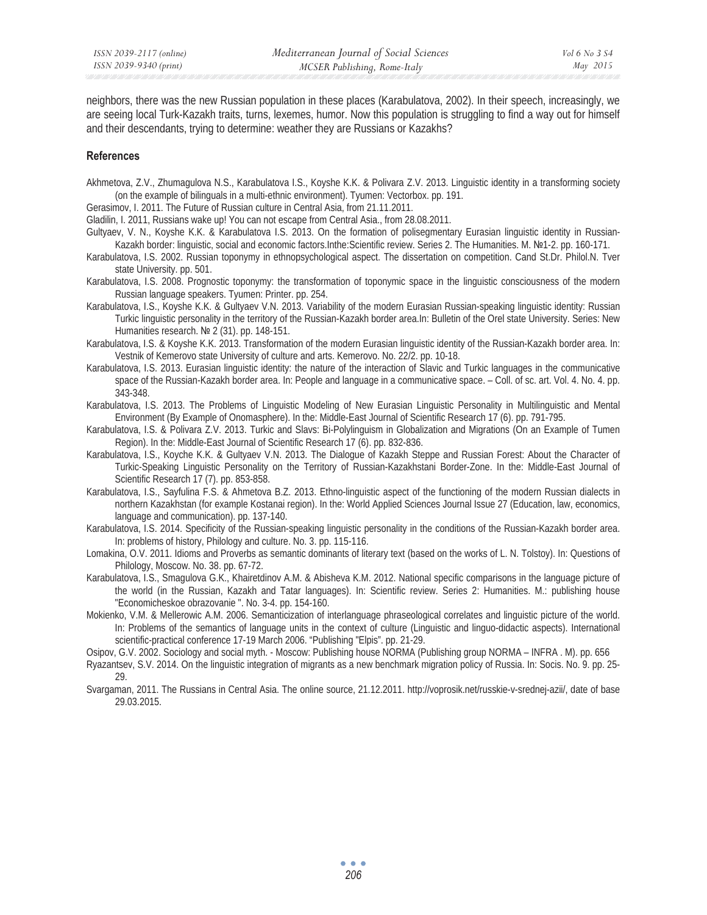neighbors, there was the new Russian population in these places (Karabulatova, 2002). In their speech, increasingly, we are seeing local Turk-Kazakh traits, turns, lexemes, humor. Now this population is struggling to find a way out for himself and their descendants, trying to determine: weather they are Russians or Kazakhs?

## References

Akhmetova, Z.V., Zhumagulova N.S., Karabulatova I.S., Koyshe K.K. & Polivara Z.V. 2013. Linguistic identity in a transforming society (on the example of bilinguals in a multi-ethnic environment). Tyumen: Vectorbox. pp. 191.

Gerasimov, I. 2011. The Future of Russian culture in Central Asia, from 21.11.2011.

Gladilin, I. 2011, Russians wake up! You can not escape from Central Asia., from 28.08.2011.

Gultyaev, V. N., Koyshe K.K. & Karabulatova I.S. 2013. On the formation of polisegmentary Eurasian linguistic identity in Russian-Kazakh border: linguistic, social and economic factors.Inthe:Scientific review. Series 2. The Humanities. M. №1-2. pp. 160-171.

Karabulatova, I.S. 2002. Russian toponymy in ethnopsychological aspect. The dissertation on competition. Cand St.Dr. Philol.N. Tver state University. pp. 501.

Karabulatova, I.S. 2008. Prognostic toponymy: the transformation of toponymic space in the linguistic consciousness of the modern Russian language speakers. Tyumen: Printer. pp. 254.

Karabulatova, I.S., Koyshe K.K. & Gultyaev V.N. 2013. Variability of the modern Eurasian Russian-speaking linguistic identity: Russian Turkic linguistic personality in the territory of the Russian-Kazakh border area.In: Bulletin of the Orel state University. Series: New Humanities research. № 2 (31). pp. 148-151.

Karabulatova, I.S. & Koyshe K.K. 2013. Transformation of the modern Eurasian linguistic identity of the Russian-Kazakh border area. In: Vestnik of Kemerovo state University of culture and arts. Kemerovo. No. 22/2. pp. 10-18.

Karabulatova, I.S. 2013. Eurasian linguistic identity: the nature of the interaction of Slavic and Turkic languages in the communicative space of the Russian-Kazakh border area. In: People and language in a communicative space. – Coll. of sc. art. Vol. 4. No. 4. pp. 343-348.

Karabulatova, I.S. 2013. The Problems of Linguistic Modeling of New Eurasian Linguistic Personality in Multilinguistic and Mental Environment (By Example of Onomasphere). In the: Middle-East Journal of Scientific Research 17 (6). pp. 791-795.

Karabulatova, I.S. & Polivara Z.V. 2013. Turkic and Slavs: Bi-Polylinguism in Globalization and Migrations (On an Example of Tumen Region). In the: Middle-East Journal of Scientific Research 17 (6). pp. 832-836.

Karabulatova, I.S., Koyche K.K. & Gultyaev V.N. 2013. The Dialogue of Kazakh Steppe and Russian Forest: About the Character of Turkic-Speaking Linguistic Personality on the Territory of Russian-Kazakhstani Border-Zone. In the: Middle-East Journal of Scientific Research 17 (7). pp. 853-858.

Karabulatova, I.S., Sayfulina F.S. & Ahmetova B.Z. 2013. Ethno-linguistic aspect of the functioning of the modern Russian dialects in northern Kazakhstan (for example Kostanai region). In the: World Applied Sciences Journal Issue 27 (Education, law, economics, language and communication). pp. 137-140.

Karabulatova, I.S. 2014. Specificity of the Russian-speaking linguistic personality in the conditions of the Russian-Kazakh border area. In: problems of history, Philology and culture. No. 3. pp. 115-116.

Lomakina, O.V. 2011. Idioms and Proverbs as semantic dominants of literary text (based on the works of L. N. Tolstoy). In: Questions of Philology, Moscow. No. 38. pp. 67-72.

Karabulatova, I.S., Smagulova G.K., Khairetdinov A.M. & Abisheva K.M. 2012. National specific comparisons in the language picture of the world (in the Russian, Kazakh and Tatar languages). In: Scientific review. Series 2: Humanities. M.: publishing house "Economicheskoe obrazovanie ". No. 3-4. pp. 154-160.

Mokienko, V.M. & Mellerowic A.M. 2006. Semanticization of interlanguage phraseological correlates and linguistic picture of the world. In: Problems of the semantics of language units in the context of culture (Linguistic and linguo-didactic aspects). International scientific-practical conference 17-19 March 2006. "Publishing "Elpis". pp. 21-29.

Osipov, G.V. 2002. Sociology and social myth. - Moscow: Publishing house NORMA (Publishing group NORMA – INFRA . M). pp. 656

Ryazantsev, S.V. 2014. On the linguistic integration of migrants as a new benchmark migration policy of Russia. In: Socis. No. 9. pp. 25-29.

Svargaman, 2011. The Russians in Central Asia. The online source, 21.12.2011. http://voprosik.net/russkie-v-srednej-azii/, date of base 29.03.2015.